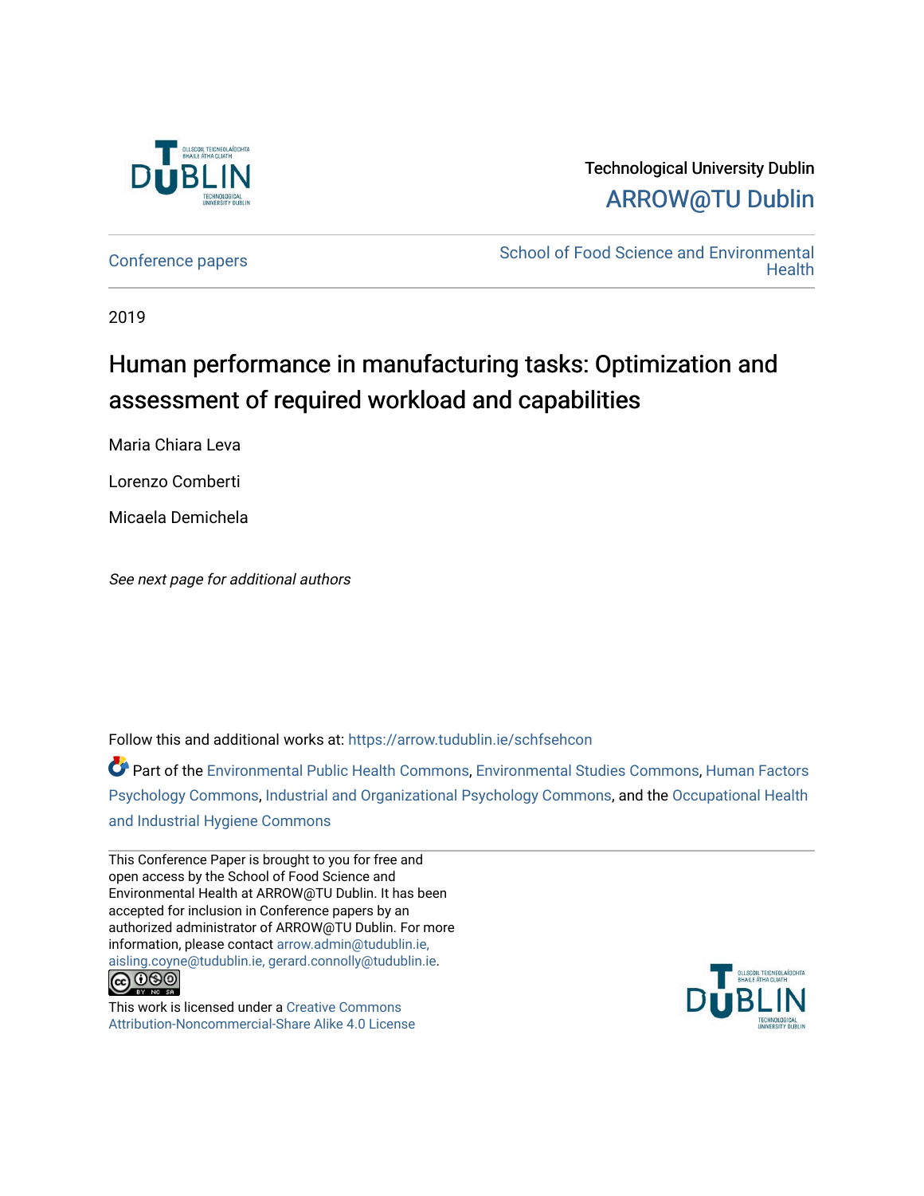Technological University Dublin

ARROW@TU Dublin

Conference papers

School of Food Science and Environmental Health

2019

# Human performance in manufacturing tasks: Optimization and assessment of required workload and capabilities

Maria Chiara Leva

Lorenzo Comberti

Micaela Demichela

*See next page for additional authors*

Follow this and additional works at: https://arrow.tudublin.ie/schfsehcon

Part of the Environmental Public Health Commons, Environmental Studies Commons, Human Factors Psychology Commons, Industrial and Organizational Psychology Commons, and the Occupational Health and Industrial Hygiene Commons

This Conference Paper is brought to you for free and open access by the School of Food Science and Environmental Health at ARROW@TU Dublin. It has been accepted for inclusion in Conference papers by an authorized administrator of ARROW@TU Dublin. For more information, please contact arrow.admin@tudublin.ie, aisling.coyne@tudublin.ie, gerard.connolly@tudublin.ie.

This work is licensed under a Creative Commons Attribution-Noncommercial-Share Alike 4.0 License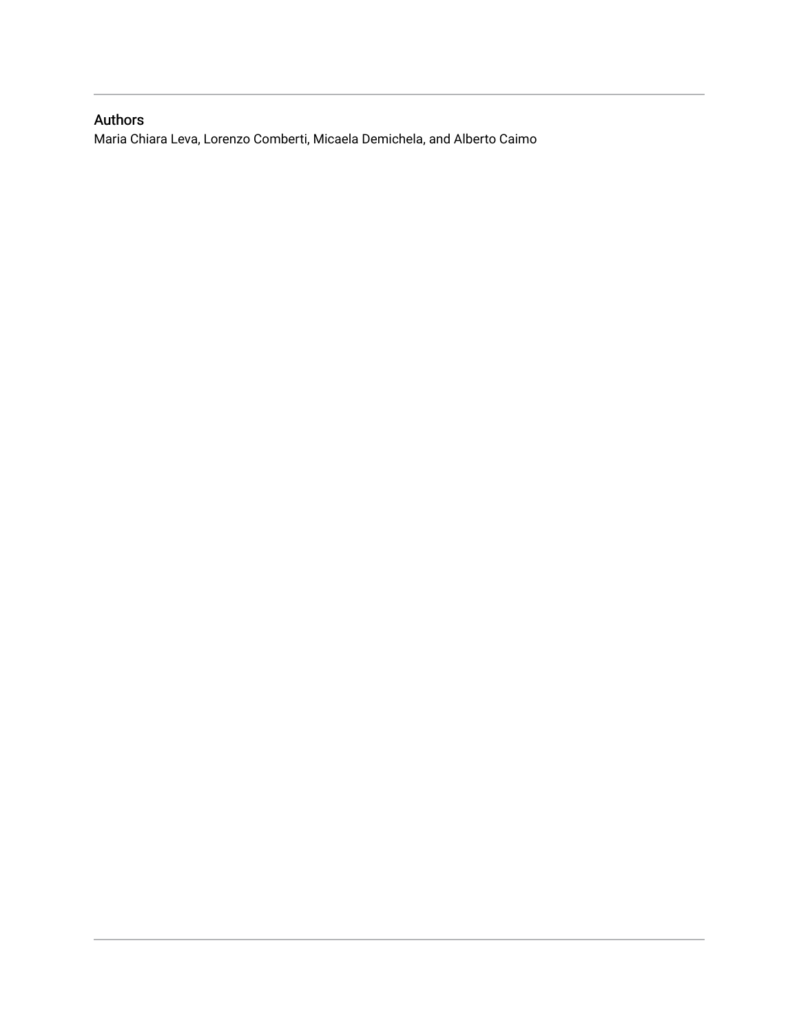## Authors

Maria Chiara Leva, Lorenzo Comberti, Micaela Demichela, and Alberto Caimo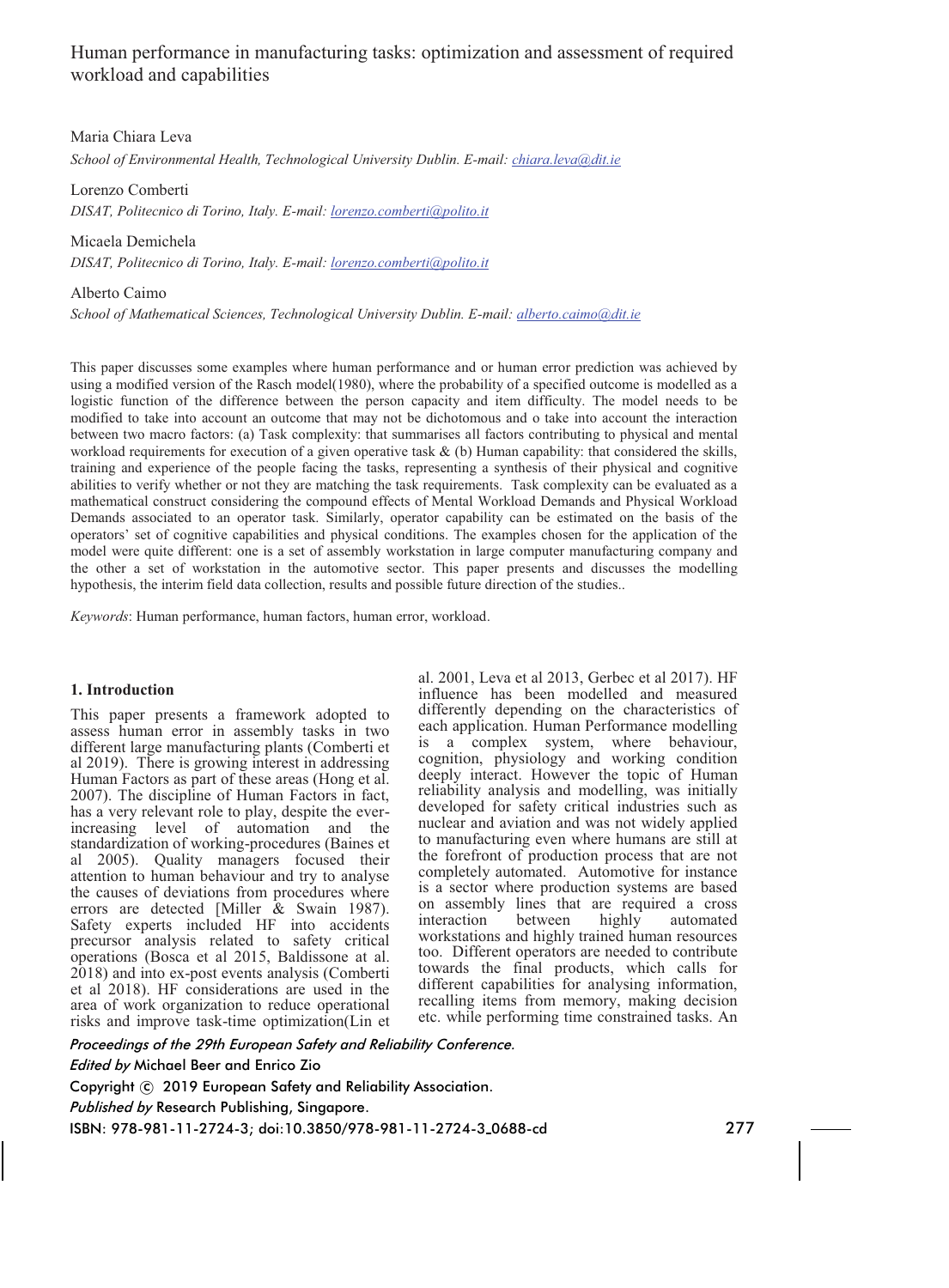# Human performance in manufacturing tasks: optimization and assessment of required workload and capabilities

Maria Chiara Leva

*School of Environmental Health, Technological University Dublin. E-mail: chiara.leva@dit.ie*

Lorenzo Comberti

*DISAT, Politecnico di Torino, Italy. E-mail: lorenzo.comberti@polito.it*

Micaela Demichela

*DISAT, Politecnico di Torino, Italy. E-mail: lorenzo.comberti@polito.it*

Alberto Caimo

*School of Mathematical Sciences, Technological University Dublin. E-mail: alberto.caimo@dit.ie*

This paper discusses some examples where human performance and or human error prediction was achieved by using a modified version of the Rasch model(1980), where the probability of a specified outcome is modelled as a logistic function of the difference between the person capacity and item difficulty. The model needs to be modified to take into account an outcome that may not be dichotomous and o take into account the interaction between two macro factors: (a) Task complexity: that summarises all factors contributing to physical and mental workload requirements for execution of a given operative task & (b) Human capability: that considered the skills, training and experience of the people facing the tasks, representing a synthesis of their physical and cognitive abilities to verify whether or not they are matching the task requirements. Task complexity can be evaluated as a mathematical construct considering the compound effects of Mental Workload Demands and Physical Workload Demands associated to an operator task. Similarly, operator capability can be estimated on the basis of the operators' set of cognitive capabilities and physical conditions. The examples chosen for the application of the model were quite different: one is a set of assembly workstation in large computer manufacturing company and the other a set of workstation in the automotive sector. This paper presents and discusses the modelling hypothesis, the interim field data collection, results and possible future direction of the studies..

*Keywords*: Human performance, human factors, human error, workload.

## 1. Introduction

This paper presents a framework adopted to assess human error in assembly tasks in two different large manufacturing plants (Comberti et al 2019). There is growing interest in addressing Human Factors as part of these areas (Hong et al. 2007). The discipline of Human Factors in fact, has a very relevant role to play, despite the ever-increasing level of automation and the standardization of working-procedures (Baines et al 2005). Quality managers focused their attention to human behaviour and try to analyse the causes of deviations from procedures where errors are detected [Miller & Swain 1987). Safety experts included HF into accidents precursor analysis related to safety critical operations (Bosca et al 2015, Baldissone at al. 2018) and into ex-post events analysis (Comberti et al 2018). HF considerations are used in the area of work organization to reduce operational risks and improve task-time optimization(Lin et al. 2001, Leva et al 2013, Gerbec et al 2017). HF influence has been modelled and measured differently depending on the characteristics of each application. Human Performance modelling is a complex system, where behaviour, cognition, physiology and working condition deeply interact. However the topic of Human reliability analysis and modelling, was initially developed for safety critical industries such as nuclear and aviation and was not widely applied to manufacturing even where humans are still at the forefront of production process that are not completely automated. Automotive for instance is a sector where production systems are based on assembly lines that are required a cross interaction between highly automated workstations and highly trained human resources too. Different operators are needed to contribute towards the final products, which calls for different capabilities for analysing information, recalling items from memory, making decision etc. while performing time constrained tasks. An

*Proceedings of the 29th European Safety and Reliability Conference.*
*Edited by* Michael Beer and Enrico Zio
Copyright © 2019 European Safety and Reliability Association.
*Published by* Research Publishing, Singapore.
ISBN: 978-981-11-2724-3; doi:10.3850/978-981-11-2724-3_0688-cd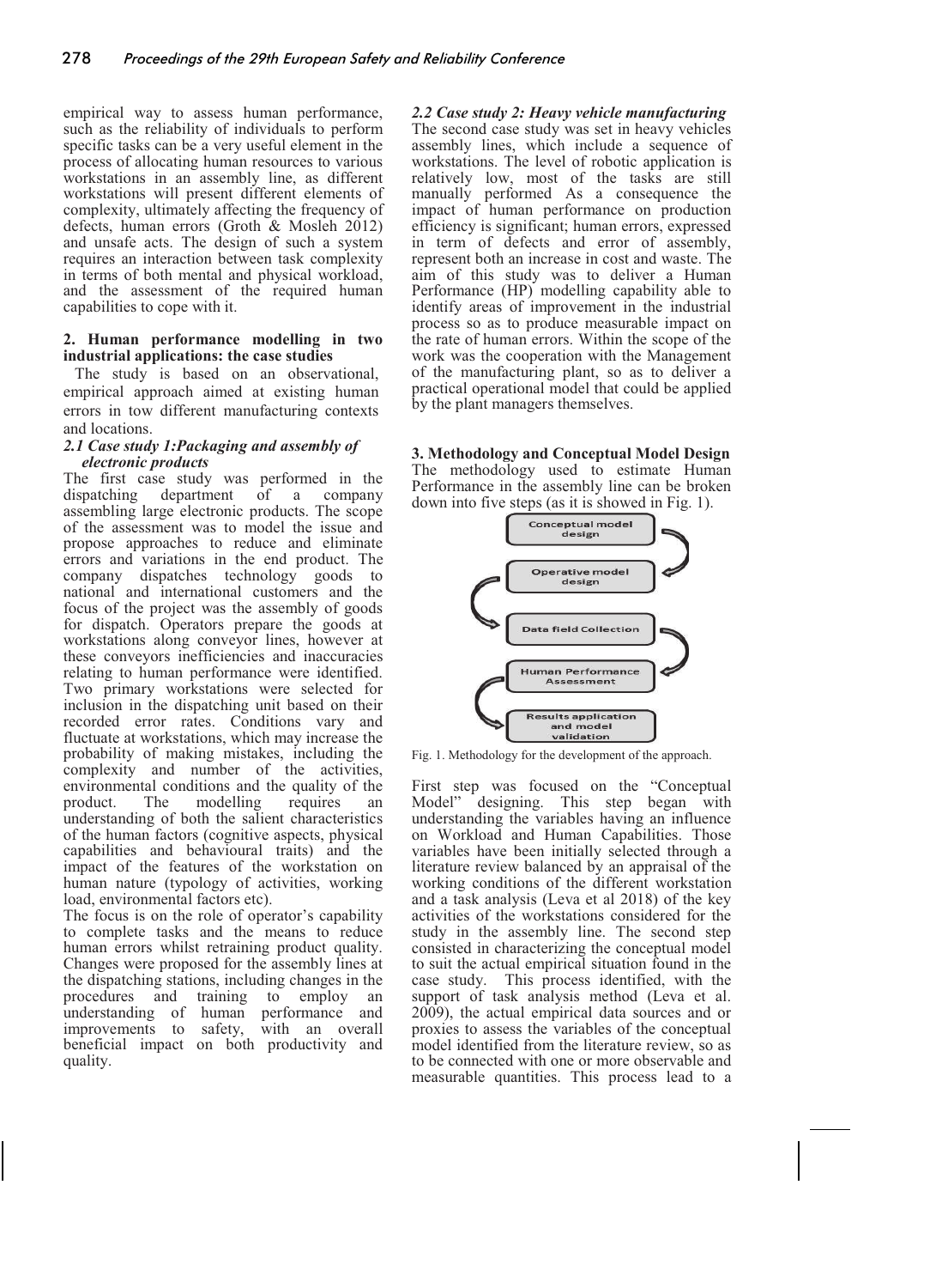empirical way to assess human performance, such as the reliability of individuals to perform specific tasks can be a very useful element in the process of allocating human resources to various workstations in an assembly line, as different workstations will present different elements of complexity, ultimately affecting the frequency of defects, human errors (Groth & Mosleh 2012) and unsafe acts. The design of such a system requires an interaction between task complexity in terms of both mental and physical workload, and the assessment of the required human capabilities to cope with it.

## 2. Human performance modelling in two industrial applications: the case studies

The study is based on an observational, empirical approach aimed at existing human errors in tow different manufacturing contexts and locations.

### *2.1 Case study 1:Packaging and assembly of electronic products*

The first case study was performed in the dispatching department of a company assembling large electronic products. The scope of the assessment was to model the issue and propose approaches to reduce and eliminate errors and variations in the end product. The company dispatches technology goods to national and international customers and the focus of the project was the assembly of goods for dispatch. Operators prepare the goods at workstations along conveyor lines, however at these conveyors inefficiencies and inaccuracies relating to human performance were identified. Two primary workstations were selected for inclusion in the dispatching unit based on their recorded error rates. Conditions vary and fluctuate at workstations, which may increase the probability of making mistakes, including the complexity and number of the activities, environmental conditions and the quality of the product. The modelling requires an understanding of both the salient characteristics of the human factors (cognitive aspects, physical capabilities and behavioural traits) and the impact of the features of the workstation on human nature (typology of activities, working load, environmental factors etc).

The focus is on the role of operator's capability to complete tasks and the means to reduce human errors whilst retraining product quality. Changes were proposed for the assembly lines at the dispatching stations, including changes in the procedures and training to employ an understanding of human performance and improvements to safety, with an overall beneficial impact on both productivity and quality.

### *2.2 Case study 2: Heavy vehicle manufacturing*

The second case study was set in heavy vehicles assembly lines, which include a sequence of workstations. The level of robotic application is relatively low, most of the tasks are still manually performed As a consequence the impact of human performance on production efficiency is significant; human errors, expressed in term of defects and error of assembly, represent both an increase in cost and waste. The aim of this study was to deliver a Human Performance (HP) modelling capability able to identify areas of improvement in the industrial process so as to produce measurable impact on the rate of human errors. Within the scope of the work was the cooperation with the Management of the manufacturing plant, so as to deliver a practical operational model that could be applied by the plant managers themselves.

## 3. Methodology and Conceptual Model Design

The methodology used to estimate Human Performance in the assembly line can be broken down into five steps (as it is showed in Fig. 1).

Conceptual model design → Operative model design → Data field Collection → Human Performance Assessment → Results application and model validation

Fig. 1. Methodology for the development of the approach.

First step was focused on the "Conceptual Model" designing. This step began with understanding the variables having an influence on Workload and Human Capabilities. Those variables have been initially selected through a literature review balanced by an appraisal of the working conditions of the different workstation and a task analysis (Leva et al 2018) of the key activities of the workstations considered for the study in the assembly line. The second step consisted in characterizing the conceptual model to suit the actual empirical situation found in the case study. This process identified, with the support of task analysis method (Leva et al. 2009), the actual empirical data sources and or proxies to assess the variables of the conceptual model identified from the literature review, so as to be connected with one or more observable and measurable quantities. This process lead to a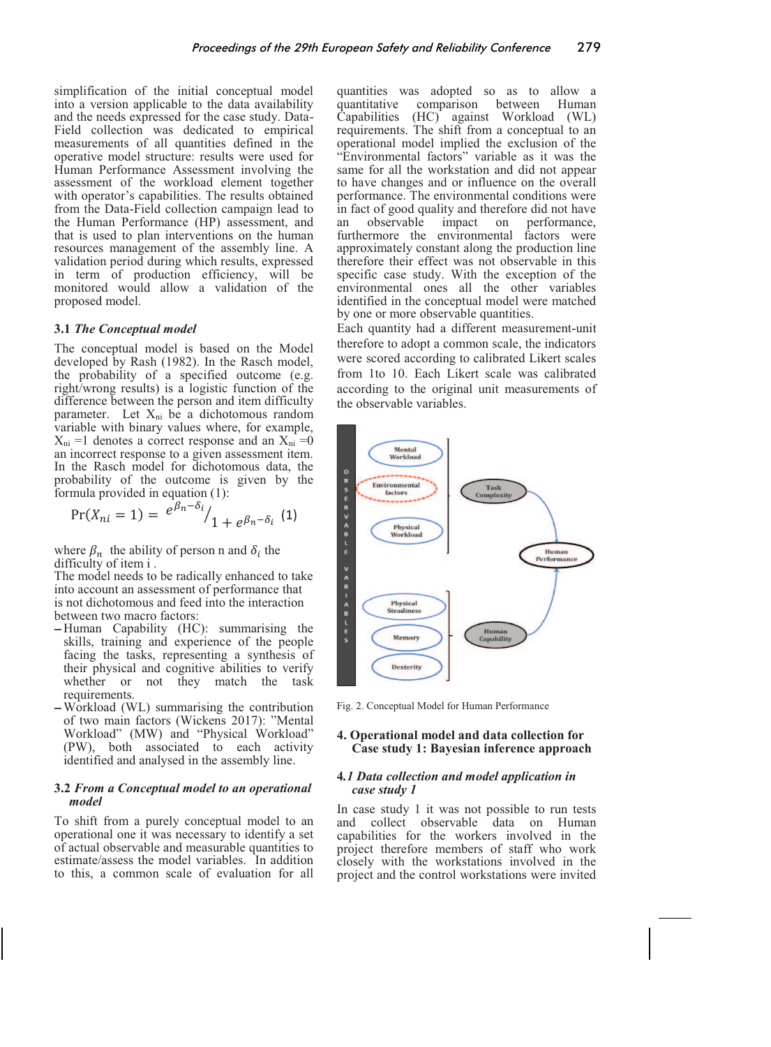simplification of the initial conceptual model into a version applicable to the data availability and the needs expressed for the case study. Data-Field collection was dedicated to empirical measurements of all quantities defined in the operative model structure: results were used for Human Performance Assessment involving the assessment of the workload element together with operator's capabilities. The results obtained from the Data-Field collection campaign lead to the Human Performance (HP) assessment, and that is used to plan interventions on the human resources management of the assembly line. A validation period during which results, expressed in term of production efficiency, will be monitored would allow a validation of the proposed model.

### 3.1 *The Conceptual model*

The conceptual model is based on the Model developed by Rash (1982). In the Rasch model, the probability of a specified outcome (e.g. right/wrong results) is a logistic function of the difference between the person and item difficulty parameter. Let $X_{ni}$ be a dichotomous random variable with binary values where, for example, $X_{ni} = 1$ denotes a correct response and an $X_{ni} = 0$ an incorrect response to a given assessment item. In the Rasch model for dichotomous data, the probability of the outcome is given by the formula provided in equation (1):

$$\Pr(X_{ni} = 1) = e^{\beta_n - \delta_i} / 1 + e^{\beta_n - \delta_i} \quad (1)$$

where $\beta_n$ the ability of person n and $\delta_i$ the difficulty of item i .

The model needs to be radically enhanced to take into account an assessment of performance that is not dichotomous and feed into the interaction between two macro factors:

- Human Capability (HC): summarising the skills, training and experience of the people facing the tasks, representing a synthesis of their physical and cognitive abilities to verify whether or not they match the task requirements.
- Workload (WL) summarising the contribution of two main factors (Wickens 2017): "Mental Workload" (MW) and "Physical Workload" (PW), both associated to each activity identified and analysed in the assembly line.

### 3.2 *From a Conceptual model to an operational model*

To shift from a purely conceptual model to an operational one it was necessary to identify a set of actual observable and measurable quantities to estimate/assess the model variables. In addition to this, a common scale of evaluation for all quantities was adopted so as to allow a quantitative comparison between Human Capabilities (HC) against Workload (WL) requirements. The shift from a conceptual to an operational model implied the exclusion of the "Environmental factors" variable as it was the same for all the workstation and did not appear to have changes and or influence on the overall performance. The environmental conditions were in fact of good quality and therefore did not have an observable impact on performance, furthermore the environmental factors were approximately constant along the production line therefore their effect was not observable in this specific case study. With the exception of the environmental ones all the other variables identified in the conceptual model were matched by one or more observable quantities.

Each quantity had a different measurement-unit therefore to adopt a common scale, the indicators were scored according to calibrated Likert scales from 1to 10. Each Likert scale was calibrated according to the original unit measurements of the observable variables.

OBSERVABLE VARIABLES

Mental Workload

Environmental factors

Physical Workload

Task Complexity

Human Performance

Physical Steadiness

Memory

Dexterity

Human Capability

Fig. 2. Conceptual Model for Human Performance

## 4. Operational model and data collection for Case study 1: Bayesian inference approach

### 4.1 *Data collection and model application in case study 1*

In case study 1 it was not possible to run tests and collect observable data on Human capabilities for the workers involved in the project therefore members of staff who work closely with the workstations involved in the project and the control workstations were invited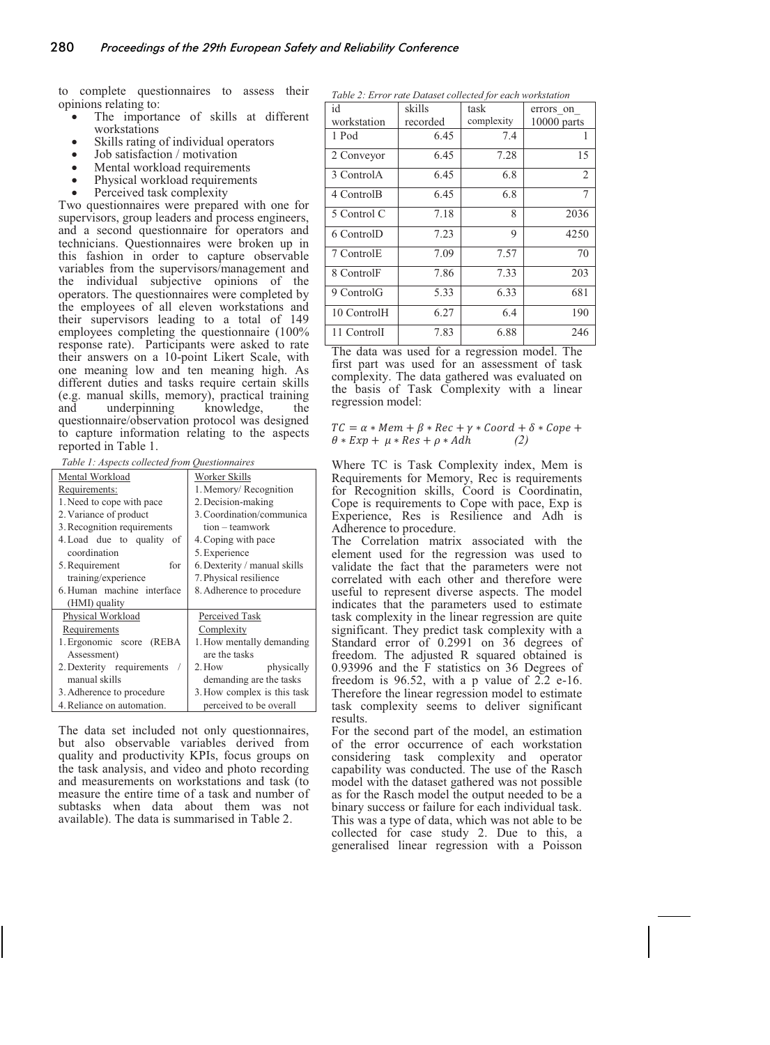to complete questionnaires to assess their opinions relating to:

- The importance of skills at different workstations
- Skills rating of individual operators
- Job satisfaction / motivation
- Mental workload requirements
- Physical workload requirements
- Perceived task complexity

Two questionnaires were prepared with one for supervisors, group leaders and process engineers, and a second questionnaire for operators and technicians. Questionnaires were broken up in this fashion in order to capture observable variables from the supervisors/management and the individual subjective opinions of the operators. The questionnaires were completed by the employees of all eleven workstations and their supervisors leading to a total of 149 employees completing the questionnaire (100% response rate). Participants were asked to rate their answers on a 10-point Likert Scale, with one meaning low and ten meaning high. As different duties and tasks require certain skills (e.g. manual skills, memory), practical training and underpinning knowledge, the questionnaire/observation protocol was designed to capture information relating to the aspects reported in Table 1.

*Table 1: Aspects collected from Questionnaires*

| Mental Workload Requirements: | Worker Skills |
|---|---|
| 1. Need to cope with pace | 1. Memory/ Recognition |
| 2. Variance of product | 2. Decision-making |
| 3. Recognition requirements | 3. Coordination/communication – teamwork |
| 4. Load due to quality of coordination | 4. Coping with pace |
| 5. Requirement for training/experience | 5. Experience |
| 6. Human machine interface (HMI) quality | 6. Dexterity / manual skills |
| | 7. Physical resilience |
| | 8. Adherence to procedure |
| **Physical Workload Requirements** | **Perceived Task Complexity** |
| 1. Ergonomic score (REBA Assessment) | 1. How mentally demanding are the tasks |
| 2. Dexterity requirements / manual skills | 2. How physically demanding are the tasks |
| 3. Adherence to procedure | 3. How complex is this task perceived to be overall |
| 4. Reliance on automation. | |

The data set included not only questionnaires, but also observable variables derived from quality and productivity KPIs, focus groups on the task analysis, and video and photo recording and measurements on workstations and task (to measure the entire time of a task and number of subtasks when data about them was not available). The data is summarised in Table 2.

*Table 2: Error rate Dataset collected for each workstation*

| id workstation | skills recorded | task complexity | errors_on_ 10000 parts |
|---|---|---|---|
| 1 Pod | 6.45 | 7.4 | 1 |
| 2 Conveyor | 6.45 | 7.28 | 15 |
| 3 ControlA | 6.45 | 6.8 | 2 |
| 4 ControlB | 6.45 | 6.8 | 7 |
| 5 Control C | 7.18 | 8 | 2036 |
| 6 ControlD | 7.23 | 9 | 4250 |
| 7 ControlE | 7.09 | 7.57 | 70 |
| 8 ControlF | 7.86 | 7.33 | 203 |
| 9 ControlG | 5.33 | 6.33 | 681 |
| 10 ControlH | 6.27 | 6.4 | 190 |
| 11 ControlI | 7.83 | 6.88 | 246 |

The data was used for a regression model. The first part was used for an assessment of task complexity. The data gathered was evaluated on the basis of Task Complexity with a linear regression model:

$$TC = \alpha * Mem + \beta * Rec + \gamma * Coord + \delta * Cope + \theta * Exp + \mu * Res + \rho * Adh \qquad (2)$$

Where TC is Task Complexity index, Mem is Requirements for Memory, Rec is requirements for Recognition skills, Coord is Coordinatin, Cope is requirements to Cope with pace, Exp is Experience, Res is Resilience and Adh is Adherence to procedure.

The Correlation matrix associated with the element used for the regression was used to validate the fact that the parameters were not correlated with each other and therefore were useful to represent diverse aspects. The model indicates that the parameters used to estimate task complexity in the linear regression are quite significant. They predict task complexity with a Standard error of 0.2991 on 36 degrees of freedom. The adjusted R squared obtained is 0.93996 and the F statistics on 36 Degrees of freedom is 96.52, with a p value of 2.2 e-16. Therefore the linear regression model to estimate task complexity seems to deliver significant results.

For the second part of the model, an estimation of the error occurrence of each workstation considering task complexity and operator capability was conducted. The use of the Rasch model with the dataset gathered was not possible as for the Rasch model the output needed to be a binary success or failure for each individual task. This was a type of data, which was not able to be collected for case study 2. Due to this, a generalised linear regression with a Poisson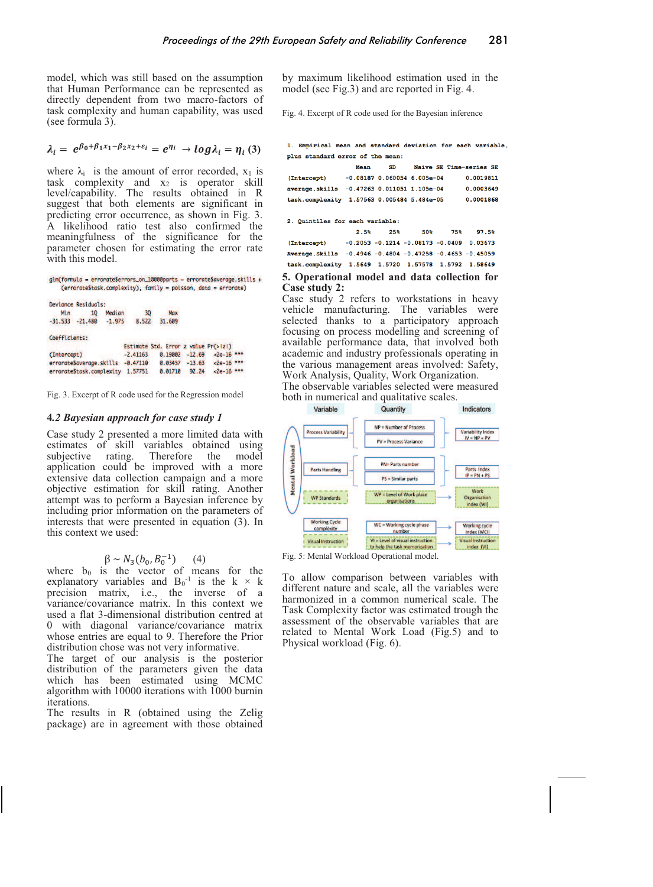model, which was still based on the assumption that Human Performance can be represented as directly dependent from two macro-factors of task complexity and human capability, was used (see formula 3).

$$\lambda_i = e^{\beta_0+\beta_1 x_1-\beta_2 x_2+\varepsilon_i} = e^{\eta_i} \rightarrow log\lambda_i = \eta_i \quad (3)$$

where $\lambda_i$ is the amount of error recorded, $x_1$ is task complexity and $x_2$ is operator skill level/capability. The results obtained in R suggest that both elements are significant in predicting error occurrence, as shown in Fig. 3. A likelihood ratio test also confirmed the meaningfulness of the significance for the parameter chosen for estimating the error rate with this model.

```
glm(formula = errorate$errors_on_10000parts ~ errorate$average.skills +
    (errorate$task.complexity), family = poisson, data = errorate)

Deviance Residuals:
    Min       1Q   Median       3Q      Max
-31.533  -21.480   -1.975    8.522   31.609

Coefficients:
                         Estimate Std. Error z value Pr(>|z|)
(Intercept)              -2.41163    0.19002  -12.69   <2e-16 ***
errorate$average.skills  -0.47110    0.03457  -13.63   <2e-16 ***
errorate$task.complexity  1.57751    0.01710   92.24   <2e-16 ***
```

Fig. 3. Excerpt of R code used for the Regression model

### 4.2 *Bayesian approach for case study 1*

Case study 2 presented a more limited data with estimates of skill variables obtained using subjective rating. Therefore the model application could be improved with a more extensive data collection campaign and a more objective estimation for skill rating. Another attempt was to perform a Bayesian inference by including prior information on the parameters of interests that were presented in equation (3). In this context we used:

$$\beta \sim N_3(b_0, B_0^{-1}) \quad (4)$$

where $b_0$ is the vector of means for the explanatory variables and $B_0^{-1}$ is the k × k precision matrix, i.e., the inverse of a variance/covariance matrix. In this context we used a flat 3-dimensional distribution centred at 0 with diagonal variance/covariance matrix whose entries are equal to 9. Therefore the Prior distribution chose was not very informative.
The target of our analysis is the posterior distribution of the parameters given the data which has been estimated using MCMC algorithm with 10000 iterations with 1000 burnin iterations.
The results in R (obtained using the Zelig package) are in agreement with those obtained by maximum likelihood estimation used in the model (see Fig.3) and are reported in Fig. 4.

Fig. 4. Excerpt of R code used for the Bayesian inference

```
1. Empirical mean and standard deviation for each variable,
plus standard error of the mean:

                    Mean       SD  Naive SE Time-series SE
(Intercept)     -0.08187 0.060054 6.005e-04      0.0019811
average.skills  -0.47263 0.011051 1.105e-04      0.0003649
task.complexity  1.57563 0.005484 5.484e-05      0.0001868

2. Quantiles for each variable:

                    2.5%     25%      50%     75%    97.5%
(Intercept)      -0.2053 -0.1214 -0.08173 -0.0409  0.03673
Average.Skills   -0.4946 -0.4804 -0.47258 -0.4653 -0.45059
task.complexity   1.5649  1.5720  1.57578  1.5792  1.58649
```

## 5. Operational model and data collection for Case study 2:

Case study 2 refers to workstations in heavy vehicle manufacturing. The variables were selected thanks to a participatory approach focusing on process modelling and screening of available performance data, that involved both academic and industry professionals operating in the various management areas involved: Safety, Work Analysis, Quality, Work Organization.
The observable variables selected were measured both in numerical and qualitative scales.

| Variable | Quantity | Indicators |
|---|---|---|
| Process Variability | NP = Number of Process; PV = Process Variance | Variability Index IV = NP + PV |
| Parts Handling | PN= Parts number; PS = Similar parts | Parts Index IP = PN + PS |
| WP Standards | WP = Level of Work place organisations | Work Organisation index (WI) |
| Working Cycle complexity | WC = Working cycle phase number | Working cycle Index (WCI) |
| Visual Instruction | VI = Level of visual instruction to help the task memorization | Visual Instruction index (VI) |

Fig. 5: Mental Workload Operational model.

To allow comparison between variables with different nature and scale, all the variables were harmonized in a common numerical scale. The Task Complexity factor was estimated trough the assessment of the observable variables that are related to Mental Work Load (Fig.5) and to Physical workload (Fig. 6).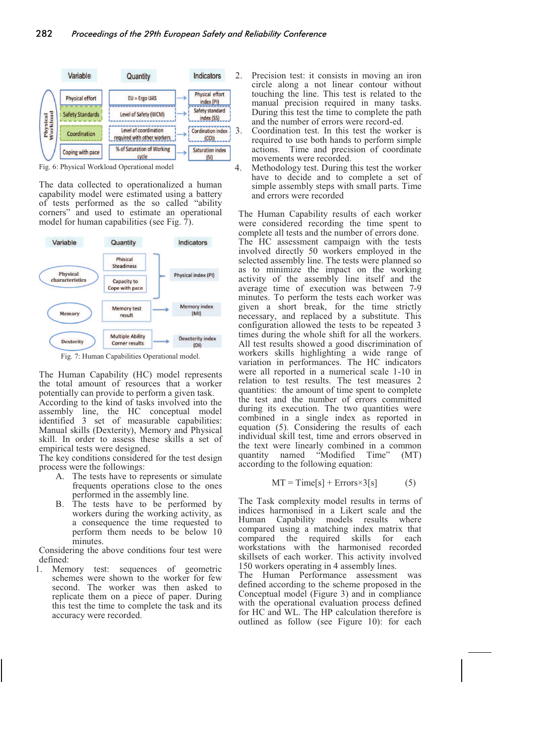| Variable | Quantity | Indicators |
|---|---|---|
| Physical effort | EU = Ergo UAS | Physical effort index (PI) |
| Safety Standards | Level of Safety (WCM) | Safety standard index (SS) |
| Coordination | Level of coordination required with other workers | Cordination index (COI) |
| Coping with pace | % of Saturation of Working cycle | Saturation index (SI) |

Fig. 6: Physical Workload Operational model

The data collected to operationalized a human capability model were estimated using a battery of tests performed as the so called "ability corners" and used to estimate an operational model for human capabilities (see Fig. 7).

| Variable | Quantity | Indicators |
|---|---|---|
| Physical characteristics | Phisical Steadiness; Capacity to Cope with pace | Physical index (PI) |
| Memory | Memory test result | Memory index (MI) |
| Dexterity | Multiple Ability Corner results | Dexeterity index (DI) |

Fig. 7: Human Capabilities Operational model.

The Human Capability (HC) model represents the total amount of resources that a worker potentially can provide to perform a given task. According to the kind of tasks involved into the assembly line, the HC conceptual model identified 3 set of measurable capabilities: Manual skills (Dexterity), Memory and Physical skill. In order to assess these skills a set of empirical tests were designed.

The key conditions considered for the test design process were the followings:

A. The tests have to represents or simulate frequents operations close to the ones performed in the assembly line.
B. The tests have to be performed by workers during the working activity, as a consequence the time requested to perform them needs to be below 10 minutes.

Considering the above conditions four test were defined:

1. Memory test: sequences of geometric schemes were shown to the worker for few second. The worker was then asked to replicate them on a piece of paper. During this test the time to complete the task and its accuracy were recorded.
2. Precision test: it consists in moving an iron circle along a not linear contour without touching the line. This test is related to the manual precision required in many tasks. During this test the time to complete the path and the number of errors were record-ed.
3. Coordination test. In this test the worker is required to use both hands to perform simple actions. Time and precision of coordinate movements were recorded.
4. Methodology test. During this test the worker have to decide and to complete a set of simple assembly steps with small parts. Time and errors were recorded

The Human Capability results of each worker were considered recording the time spent to complete all tests and the number of errors done. The HC assessment campaign with the tests involved directly 50 workers employed in the selected assembly line. The tests were planned so as to minimize the impact on the working activity of the assembly line itself and the average time of execution was between 7-9 minutes. To perform the tests each worker was given a short break, for the time strictly necessary, and replaced by a substitute. This configuration allowed the tests to be repeated 3 times during the whole shift for all the workers. All test results showed a good discrimination of workers skills highlighting a wide range of variation in performances. The HC indicators were all reported in a numerical scale 1-10 in relation to test results. The test measures 2 quantities: the amount of time spent to complete the test and the number of errors committed during its execution. The two quantities were combined in a single index as reported in equation (5). Considering the results of each individual skill test, time and errors observed in the text were linearly combined in a common quantity named "Modified Time" (MT) according to the following equation:

$$MT = Time[s] + Errors \times 3[s] \qquad (5)$$

The Task complexity model results in terms of indices harmonised in a Likert scale and the Human Capability models results where compared using a matching index matrix that compared the required skills for each workstations with the harmonised recorded skillsets of each worker. This activity involved 150 workers operating in 4 assembly lines.

The Human Performance assessment was defined according to the scheme proposed in the Conceptual model (Figure 3) and in compliance with the operational evaluation process defined for HC and WL. The HP calculation therefore is outlined as follow (see Figure 10): for each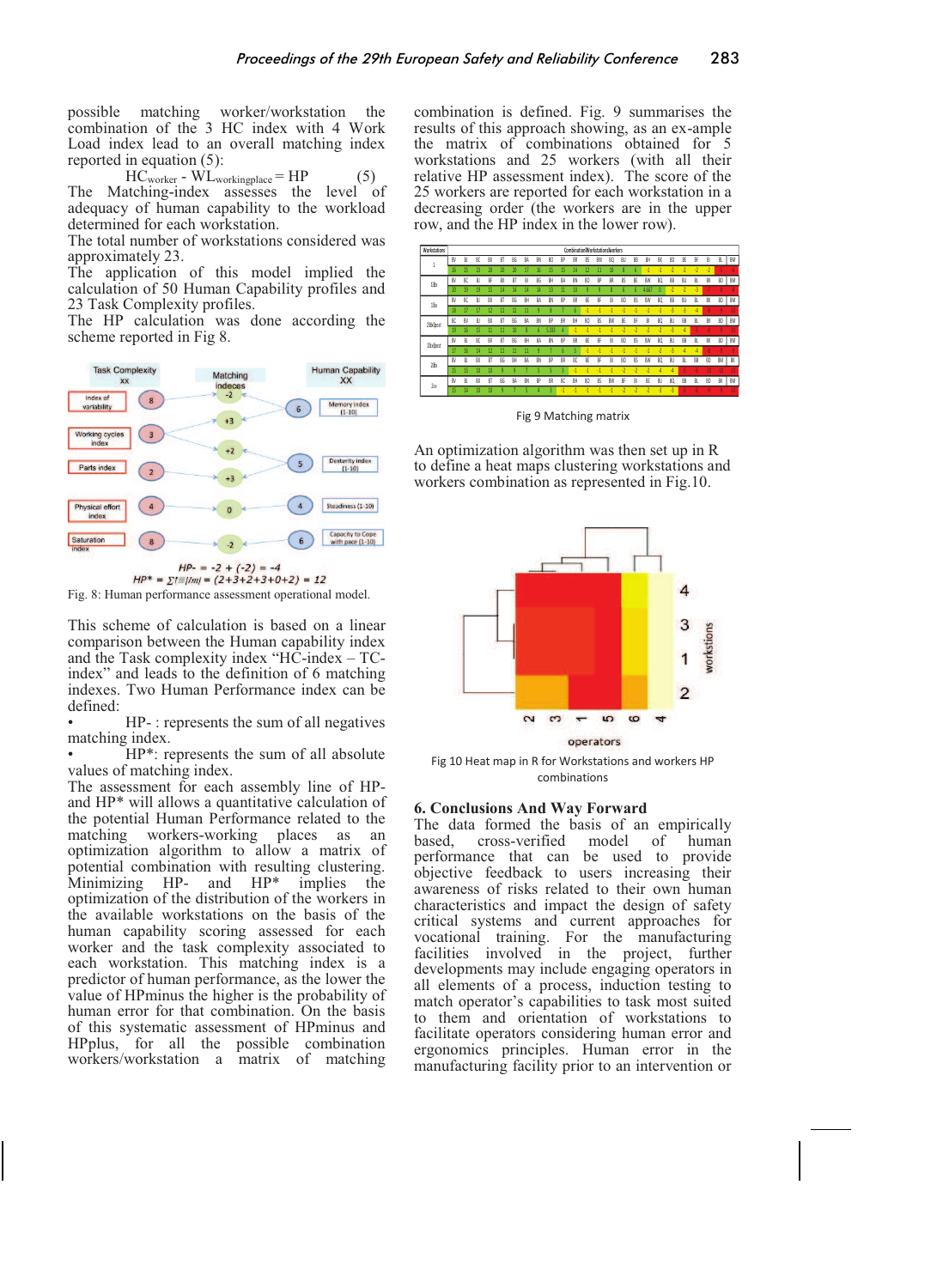possible matching worker/workstation the combination of the 3 HC index with 4 Work Load index lead to an overall matching index reported in equation (5):

$$HC_{worker} - WL_{workingplace} = HP \quad (5)$$

The Matching-index assesses the level of adequacy of human capability to the workload determined for each workstation.

The total number of workstations considered was approximately 23.

The application of this model implied the calculation of 50 Human Capability profiles and 23 Task Complexity profiles.

The HP calculation was done according the scheme reported in Fig 8.

Fig. 8: Human performance assessment operational model.

This scheme of calculation is based on a linear comparison between the Human capability index and the Task complexity index "HC-index – TC-index" and leads to the definition of 6 matching indexes. Two Human Performance index can be defined:

- HP- : represents the sum of all negatives matching index.
- HP*: represents the sum of all absolute values of matching index.

The assessment for each assembly line of HP- and HP* will allows a quantitative calculation of the potential Human Performance related to the matching workers-working places as an optimization algorithm to allow a matrix of potential combination with resulting clustering. Minimizing HP- and HP* implies the optimization of the distribution of the workers in the available workstations on the basis of the human capability scoring assessed for each worker and the task complexity associated to each workstation. This matching index is a predictor of human performance, as the lower the value of HPminus the higher is the probability of human error for that combination. On the basis of this systematic assessment of HPminus and HPplus, for all the possible combination workers/workstation a matrix of matching combination is defined. Fig. 9 summarises the results of this approach showing, as an ex-ample the matrix of combinations obtained for 5 workstations and 25 workers (with all their relative HP assessment index). The score of the 25 workers are reported for each workstation in a decreasing order (the workers are in the upper row, and the HP index in the lower row).

Fig 9 Matching matrix

An optimization algorithm was then set up in R to define a heat maps clustering workstations and workers combination as represented in Fig.10.

Fig 10 Heat map in R for Workstations and workers HP combinations

## 6. Conclusions And Way Forward

The data formed the basis of an empirically based, cross-verified model of human performance that can be used to provide objective feedback to users increasing their awareness of risks related to their own human characteristics and impact the design of safety critical systems and current approaches for vocational training. For the manufacturing facilities involved in the project, further developments may include engaging operators in all elements of a process, induction testing to match operator's capabilities to task most suited to them and orientation of workstations to facilitate operators considering human error and ergonomics principles. Human error in the manufacturing facility prior to an intervention or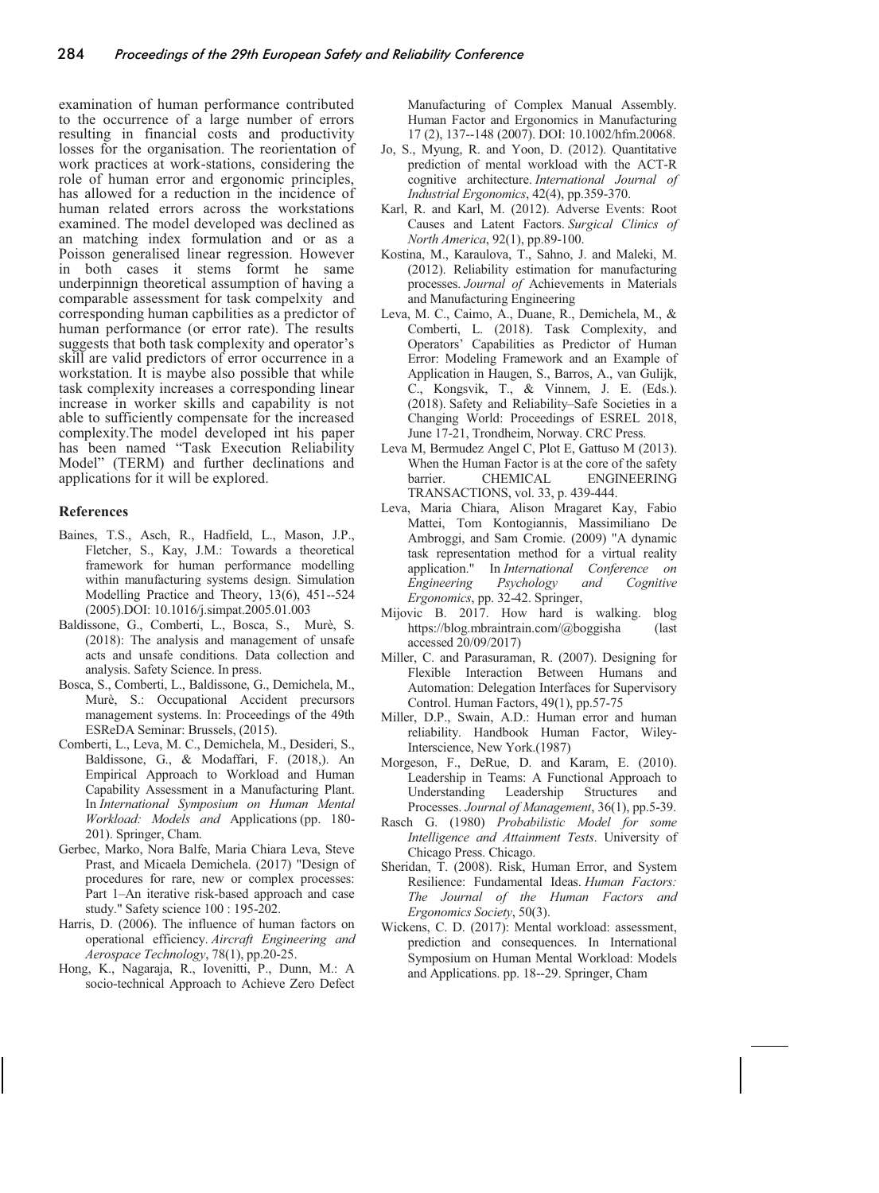examination of human performance contributed to the occurrence of a large number of errors resulting in financial costs and productivity losses for the organisation. The reorientation of work practices at work-stations, considering the role of human error and ergonomic principles, has allowed for a reduction in the incidence of human related errors across the workstations examined. The model developed was declined as an matching index formulation and or as a Poisson generalised linear regression. However in both cases it stems formt he same underpinnign theoretical assumption of having a comparable assessment for task compelxity and corresponding human capbilities as a predictor of human performance (or error rate). The results suggests that both task complexity and operator's skill are valid predictors of error occurrence in a workstation. It is maybe also possible that while task complexity increases a corresponding linear increase in worker skills and capability is not able to sufficiently compensate for the increased complexity.The model developed int his paper has been named "Task Execution Reliability Model" (TERM) and further declinations and applications for it will be explored.

## References

- Baines, T.S., Asch, R., Hadfield, L., Mason, J.P., Fletcher, S., Kay, J.M.: Towards a theoretical framework for human performance modelling within manufacturing systems design. Simulation Modelling Practice and Theory, 13(6), 451--524 (2005).DOI: 10.1016/j.simpat.2005.01.003
- Baldissone, G., Comberti, L., Bosca, S., Murè, S. (2018): The analysis and management of unsafe acts and unsafe conditions. Data collection and analysis. Safety Science. In press.
- Bosca, S., Comberti, L., Baldissone, G., Demichela, M., Murè, S.: Occupational Accident precursors management systems. In: Proceedings of the 49th ESReDA Seminar: Brussels, (2015).
- Comberti, L., Leva, M. C., Demichela, M., Desideri, S., Baldissone, G., & Modaffari, F. (2018,). An Empirical Approach to Workload and Human Capability Assessment in a Manufacturing Plant. In *International Symposium on Human Mental Workload: Models and* Applications (pp. 180-201). Springer, Cham.
- Gerbec, Marko, Nora Balfe, Maria Chiara Leva, Steve Prast, and Micaela Demichela. (2017) "Design of procedures for rare, new or complex processes: Part 1–An iterative risk-based approach and case study." Safety science 100 : 195-202.
- Harris, D. (2006). The influence of human factors on operational efficiency. *Aircraft Engineering and Aerospace Technology*, 78(1), pp.20-25.
- Hong, K., Nagaraja, R., Iovenitti, P., Dunn, M.: A socio-technical Approach to Achieve Zero Defect Manufacturing of Complex Manual Assembly. Human Factor and Ergonomics in Manufacturing 17 (2), 137--148 (2007). DOI: 10.1002/hfm.20068.
- Jo, S., Myung, R. and Yoon, D. (2012). Quantitative prediction of mental workload with the ACT-R cognitive architecture. *International Journal of Industrial Ergonomics*, 42(4), pp.359-370.
- Karl, R. and Karl, M. (2012). Adverse Events: Root Causes and Latent Factors. *Surgical Clinics of North America*, 92(1), pp.89-100.
- Kostina, M., Karaulova, T., Sahno, J. and Maleki, M. (2012). Reliability estimation for manufacturing processes. *Journal of* Achievements in Materials and Manufacturing Engineering
- Leva, M. C., Caimo, A., Duane, R., Demichela, M., & Comberti, L. (2018). Task Complexity, and Operators' Capabilities as Predictor of Human Error: Modeling Framework and an Example of Application in Haugen, S., Barros, A., van Gulijk, C., Kongsvik, T., & Vinnem, J. E. (Eds.). (2018). Safety and Reliability–Safe Societies in a Changing World: Proceedings of ESREL 2018, June 17-21, Trondheim, Norway. CRC Press.
- Leva M, Bermudez Angel C, Plot E, Gattuso M (2013). When the Human Factor is at the core of the safety barrier. CHEMICAL ENGINEERING TRANSACTIONS, vol. 33, p. 439-444.
- Leva, Maria Chiara, Alison Mragaret Kay, Fabio Mattei, Tom Kontogiannis, Massimiliano De Ambroggi, and Sam Cromie. (2009) "A dynamic task representation method for a virtual reality application." In *International Conference on Engineering Psychology and Cognitive Ergonomics*, pp. 32-42. Springer,
- Mijovic B. 2017. How hard is walking. blog https://blog.mbraintrain.com/@boggisha (last accessed 20/09/2017)
- Miller, C. and Parasuraman, R. (2007). Designing for Flexible Interaction Between Humans and Automation: Delegation Interfaces for Supervisory Control. Human Factors, 49(1), pp.57-75
- Miller, D.P., Swain, A.D.: Human error and human reliability. Handbook Human Factor, Wiley-Interscience, New York.(1987)
- Morgeson, F., DeRue, D. and Karam, E. (2010). Leadership in Teams: A Functional Approach to Understanding Leadership Structures and Processes. *Journal of Management*, 36(1), pp.5-39.
- Rasch G. (1980) *Probabilistic Model for some Intelligence and Attainment Tests*. University of Chicago Press. Chicago.
- Sheridan, T. (2008). Risk, Human Error, and System Resilience: Fundamental Ideas. *Human Factors: The Journal of the Human Factors and Ergonomics Society*, 50(3).
- Wickens, C. D. (2017): Mental workload: assessment, prediction and consequences. In International Symposium on Human Mental Workload: Models and Applications. pp. 18--29. Springer, Cham